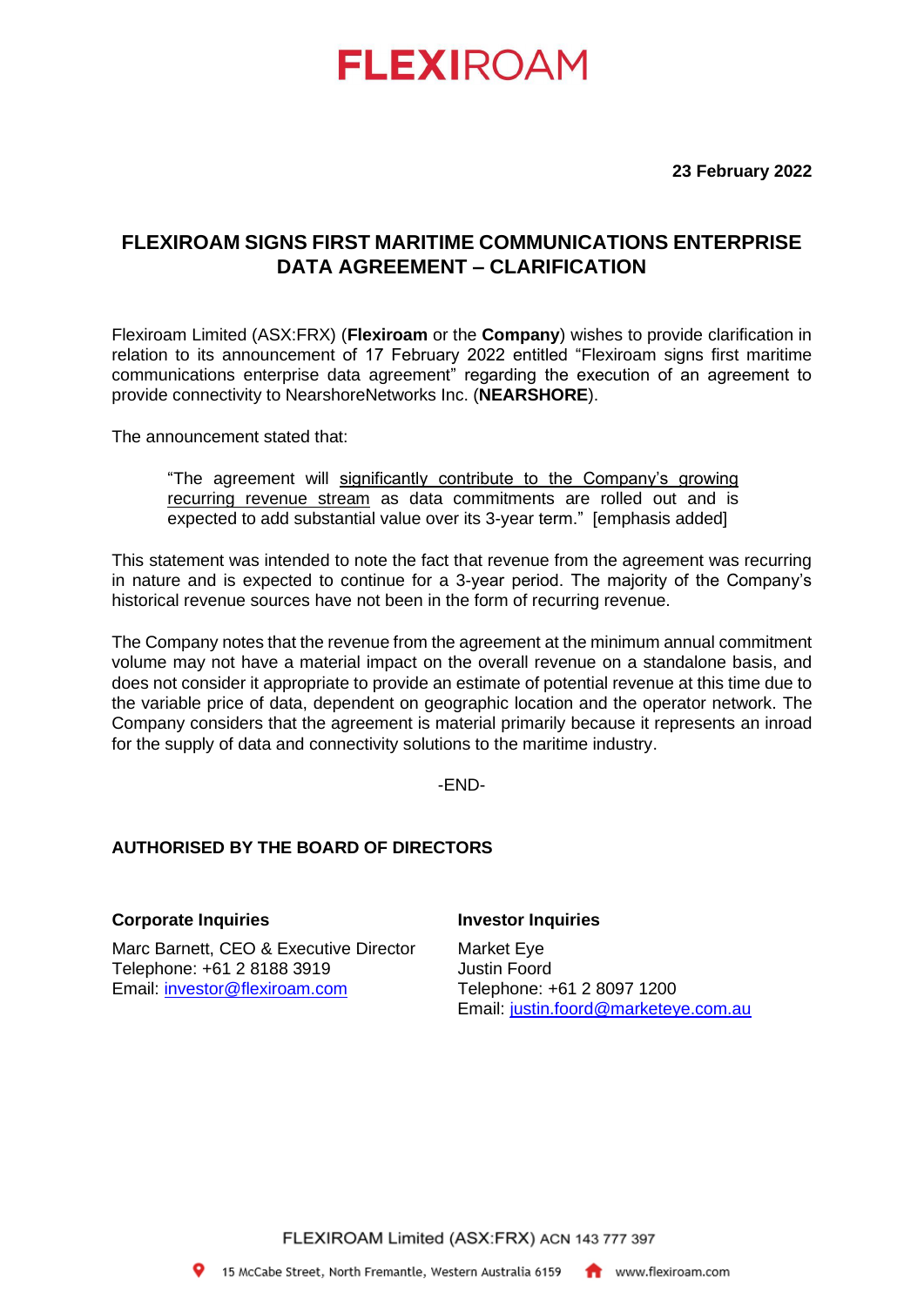FLEXIROAM

**23 February 2022**

## FLEXIROAM SIGNS FIRST MARITIME COMMUNICATIONS ENTERPRISE DATA AGREEMENT – CLARIFICATION

Flexiroam Limited (ASX:FRX) (**Flexiroam** or the **Company**) wishes to provide clarification in relation to its announcement of 17 February 2022 entitled "Flexiroam signs first maritime communications enterprise data agreement" regarding the execution of an agreement to provide connectivity to NearshoreNetworks Inc. (**NEARSHORE**).

The announcement stated that:

> "The agreement will <u>significantly contribute to the Company's growing recurring revenue stream</u> as data commitments are rolled out and is expected to add substantial value over its 3-year term." [emphasis added]

This statement was intended to note the fact that revenue from the agreement was recurring in nature and is expected to continue for a 3-year period. The majority of the Company's historical revenue sources have not been in the form of recurring revenue.

The Company notes that the revenue from the agreement at the minimum annual commitment volume may not have a material impact on the overall revenue on a standalone basis, and does not consider it appropriate to provide an estimate of potential revenue at this time due to the variable price of data, dependent on geographic location and the operator network. The Company considers that the agreement is material primarily because it represents an inroad for the supply of data and connectivity solutions to the maritime industry.

-END-

**AUTHORISED BY THE BOARD OF DIRECTORS**

**Corporate Inquiries**

Marc Barnett, CEO & Executive Director
Telephone: +61 2 8188 3919
Email: investor@flexiroam.com

**Investor Inquiries**

Market Eye
Justin Foord
Telephone: +61 2 8097 1200
Email: justin.foord@marketeye.com.au

FLEXIROAM Limited (ASX:FRX) ACN 143 777 397

15 McCabe Street, North Fremantle, Western Australia 6159 www.flexiroam.com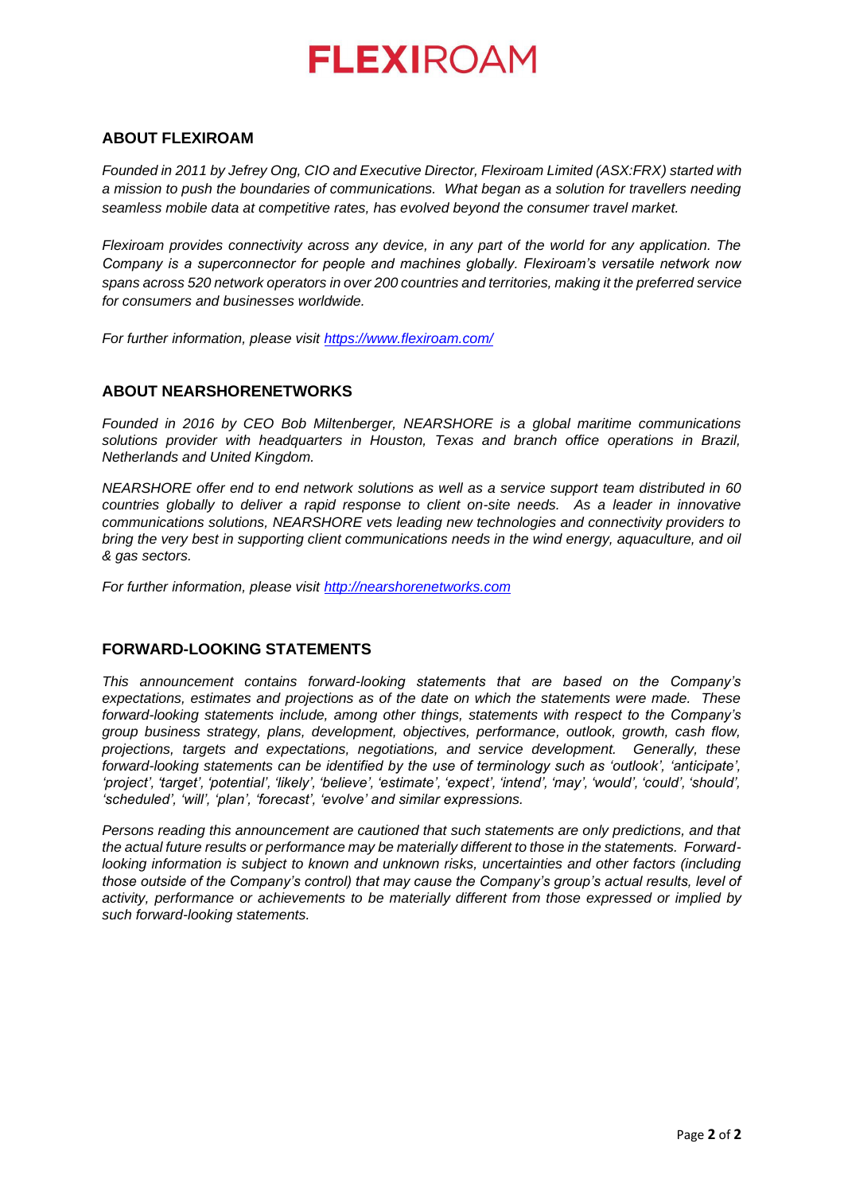# FLEXIROAM

## ABOUT FLEXIROAM

*Founded in 2011 by Jefrey Ong, CIO and Executive Director, Flexiroam Limited (ASX:FRX) started with a mission to push the boundaries of communications. What began as a solution for travellers needing seamless mobile data at competitive rates, has evolved beyond the consumer travel market.*

*Flexiroam provides connectivity across any device, in any part of the world for any application. The Company is a superconnector for people and machines globally. Flexiroam's versatile network now spans across 520 network operators in over 200 countries and territories, making it the preferred service for consumers and businesses worldwide.*

*For further information, please visit [https://www.flexiroam.com/](https://www.flexiroam.com/)*

## ABOUT NEARSHORENETWORKS

*Founded in 2016 by CEO Bob Miltenberger, NEARSHORE is a global maritime communications solutions provider with headquarters in Houston, Texas and branch office operations in Brazil, Netherlands and United Kingdom.*

*NEARSHORE offer end to end network solutions as well as a service support team distributed in 60 countries globally to deliver a rapid response to client on-site needs. As a leader in innovative communications solutions, NEARSHORE vets leading new technologies and connectivity providers to bring the very best in supporting client communications needs in the wind energy, aquaculture, and oil & gas sectors.*

*For further information, please visit [http://nearshorenetworks.com](http://nearshorenetworks.com)*

## FORWARD-LOOKING STATEMENTS

*This announcement contains forward-looking statements that are based on the Company's expectations, estimates and projections as of the date on which the statements were made. These forward-looking statements include, among other things, statements with respect to the Company's group business strategy, plans, development, objectives, performance, outlook, growth, cash flow, projections, targets and expectations, negotiations, and service development. Generally, these forward-looking statements can be identified by the use of terminology such as 'outlook', 'anticipate', 'project', 'target', 'potential', 'likely', 'believe', 'estimate', 'expect', 'intend', 'may', 'would', 'could', 'should', 'scheduled', 'will', 'plan', 'forecast', 'evolve' and similar expressions.*

*Persons reading this announcement are cautioned that such statements are only predictions, and that the actual future results or performance may be materially different to those in the statements. Forward-looking information is subject to known and unknown risks, uncertainties and other factors (including those outside of the Company's control) that may cause the Company's group's actual results, level of activity, performance or achievements to be materially different from those expressed or implied by such forward-looking statements.*